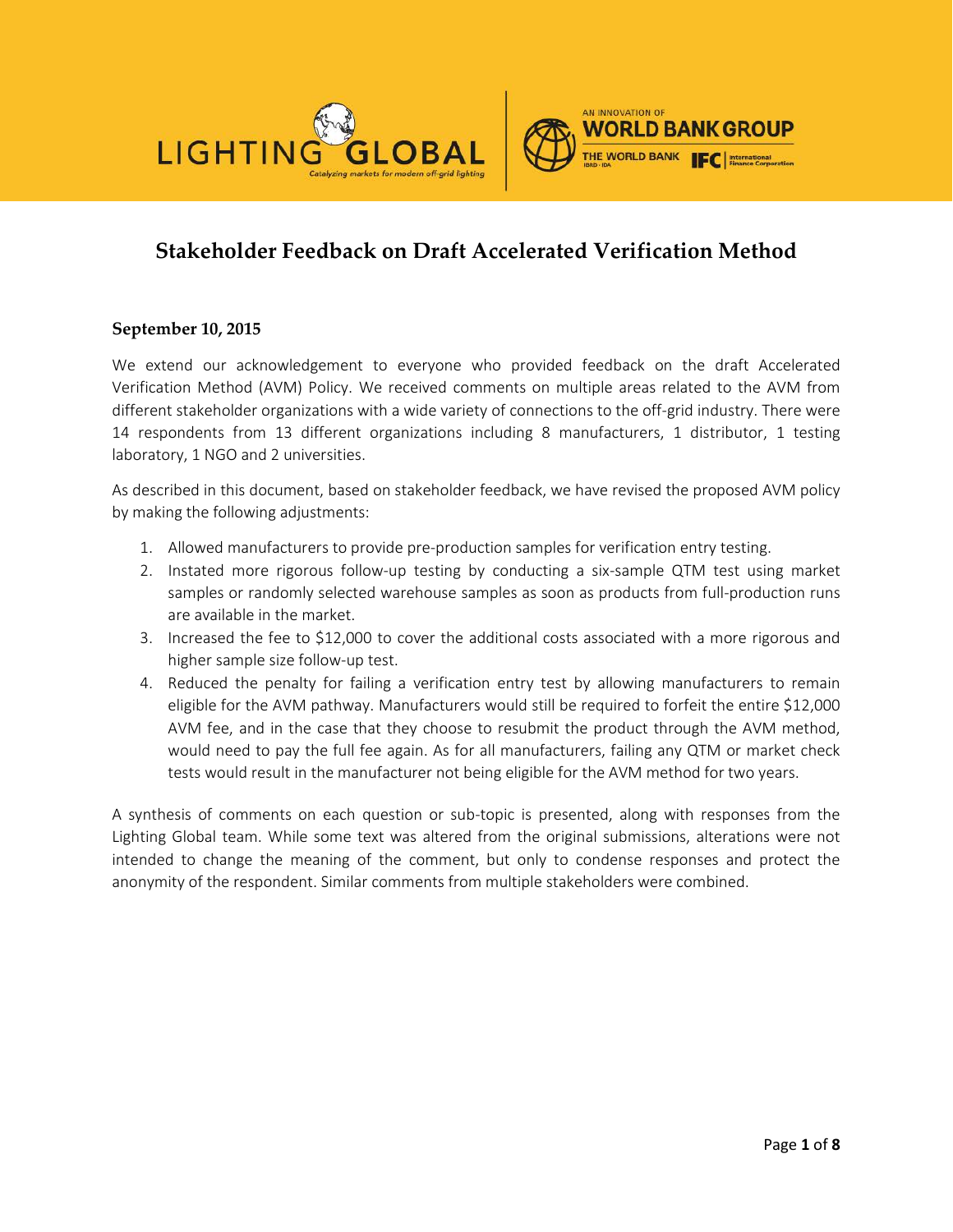# Stakeholder Feedback on Draft Accelerated Verification Method

**September 10, 2015**

We extend our acknowledgement to everyone who provided feedback on the draft Accelerated Verification Method (AVM) Policy. We received comments on multiple areas related to the AVM from different stakeholder organizations with a wide variety of connections to the off-grid industry. There were 14 respondents from 13 different organizations including 8 manufacturers, 1 distributor, 1 testing laboratory, 1 NGO and 2 universities.

As described in this document, based on stakeholder feedback, we have revised the proposed AVM policy by making the following adjustments:

1. Allowed manufacturers to provide pre-production samples for verification entry testing.
2. Instated more rigorous follow-up testing by conducting a six-sample QTM test using market samples or randomly selected warehouse samples as soon as products from full-production runs are available in the market.
3. Increased the fee to $12,000 to cover the additional costs associated with a more rigorous and higher sample size follow-up test.
4. Reduced the penalty for failing a verification entry test by allowing manufacturers to remain eligible for the AVM pathway. Manufacturers would still be required to forfeit the entire $12,000 AVM fee, and in the case that they choose to resubmit the product through the AVM method, would need to pay the full fee again. As for all manufacturers, failing any QTM or market check tests would result in the manufacturer not being eligible for the AVM method for two years.

A synthesis of comments on each question or sub-topic is presented, along with responses from the Lighting Global team. While some text was altered from the original submissions, alterations were not intended to change the meaning of the comment, but only to condense responses and protect the anonymity of the respondent. Similar comments from multiple stakeholders were combined.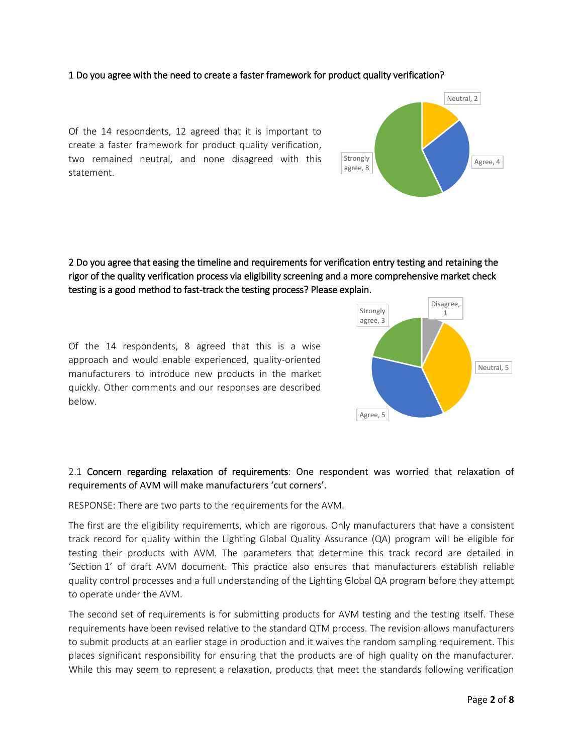1 Do you agree with the need to create a faster framework for product quality verification?

Of the 14 respondents, 12 agreed that it is important to create a faster framework for product quality verification, two remained neutral, and none disagreed with this statement.

Neutral, 2

Agree, 4

Strongly agree, 8

2 Do you agree that easing the timeline and requirements for verification entry testing and retaining the rigor of the quality verification process via eligibility screening and a more comprehensive market check testing is a good method to fast-track the testing process? Please explain.

Of the 14 respondents, 8 agreed that this is a wise approach and would enable experienced, quality-oriented manufacturers to introduce new products in the market quickly. Other comments and our responses are described below.

Strongly agree, 3

Disagree, 1

Neutral, 5

Agree, 5

2.1 Concern regarding relaxation of requirements: One respondent was worried that relaxation of requirements of AVM will make manufacturers 'cut corners'.

RESPONSE: There are two parts to the requirements for the AVM.

The first are the eligibility requirements, which are rigorous. Only manufacturers that have a consistent track record for quality within the Lighting Global Quality Assurance (QA) program will be eligible for testing their products with AVM. The parameters that determine this track record are detailed in 'Section 1' of draft AVM document. This practice also ensures that manufacturers establish reliable quality control processes and a full understanding of the Lighting Global QA program before they attempt to operate under the AVM.

The second set of requirements is for submitting products for AVM testing and the testing itself. These requirements have been revised relative to the standard QTM process. The revision allows manufacturers to submit products at an earlier stage in production and it waives the random sampling requirement. This places significant responsibility for ensuring that the products are of high quality on the manufacturer. While this may seem to represent a relaxation, products that meet the standards following verification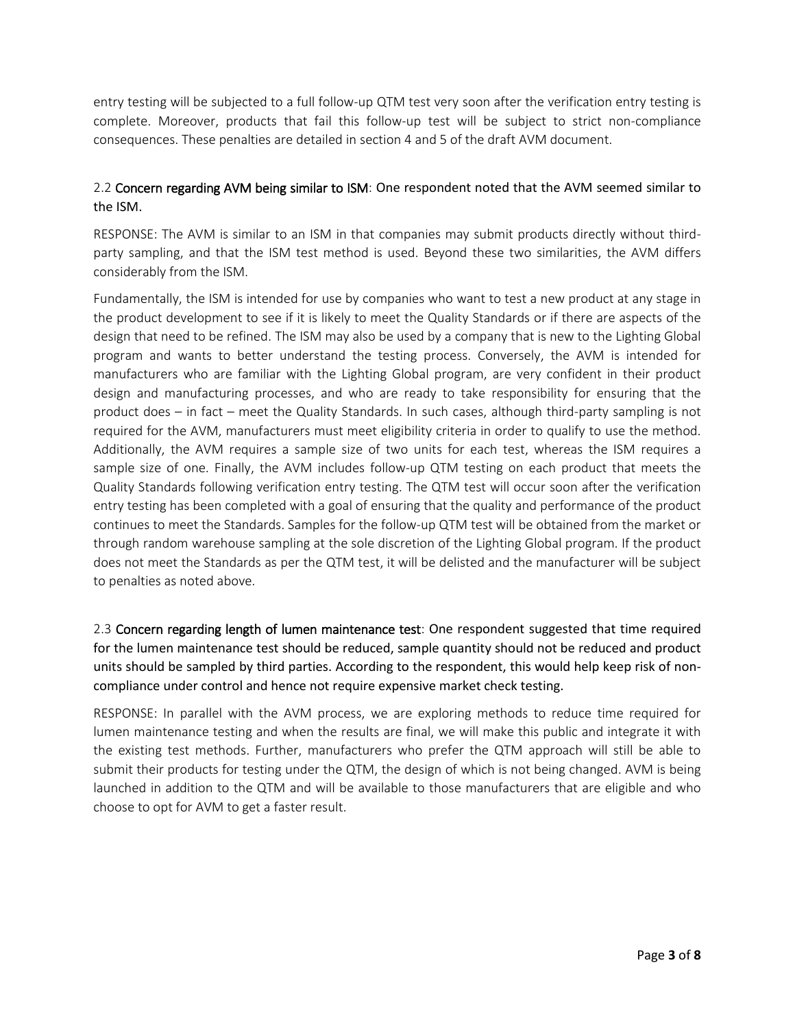entry testing will be subjected to a full follow-up QTM test very soon after the verification entry testing is complete. Moreover, products that fail this follow-up test will be subject to strict non-compliance consequences. These penalties are detailed in section 4 and 5 of the draft AVM document.

### 2.2 Concern regarding AVM being similar to ISM: One respondent noted that the AVM seemed similar to the ISM.

RESPONSE: The AVM is similar to an ISM in that companies may submit products directly without third-party sampling, and that the ISM test method is used. Beyond these two similarities, the AVM differs considerably from the ISM.

Fundamentally, the ISM is intended for use by companies who want to test a new product at any stage in the product development to see if it is likely to meet the Quality Standards or if there are aspects of the design that need to be refined. The ISM may also be used by a company that is new to the Lighting Global program and wants to better understand the testing process. Conversely, the AVM is intended for manufacturers who are familiar with the Lighting Global program, are very confident in their product design and manufacturing processes, and who are ready to take responsibility for ensuring that the product does – in fact – meet the Quality Standards. In such cases, although third-party sampling is not required for the AVM, manufacturers must meet eligibility criteria in order to qualify to use the method. Additionally, the AVM requires a sample size of two units for each test, whereas the ISM requires a sample size of one. Finally, the AVM includes follow-up QTM testing on each product that meets the Quality Standards following verification entry testing. The QTM test will occur soon after the verification entry testing has been completed with a goal of ensuring that the quality and performance of the product continues to meet the Standards. Samples for the follow-up QTM test will be obtained from the market or through random warehouse sampling at the sole discretion of the Lighting Global program. If the product does not meet the Standards as per the QTM test, it will be delisted and the manufacturer will be subject to penalties as noted above.

### 2.3 Concern regarding length of lumen maintenance test: One respondent suggested that time required for the lumen maintenance test should be reduced, sample quantity should not be reduced and product units should be sampled by third parties. According to the respondent, this would help keep risk of non-compliance under control and hence not require expensive market check testing.

RESPONSE: In parallel with the AVM process, we are exploring methods to reduce time required for lumen maintenance testing and when the results are final, we will make this public and integrate it with the existing test methods. Further, manufacturers who prefer the QTM approach will still be able to submit their products for testing under the QTM, the design of which is not being changed. AVM is being launched in addition to the QTM and will be available to those manufacturers that are eligible and who choose to opt for AVM to get a faster result.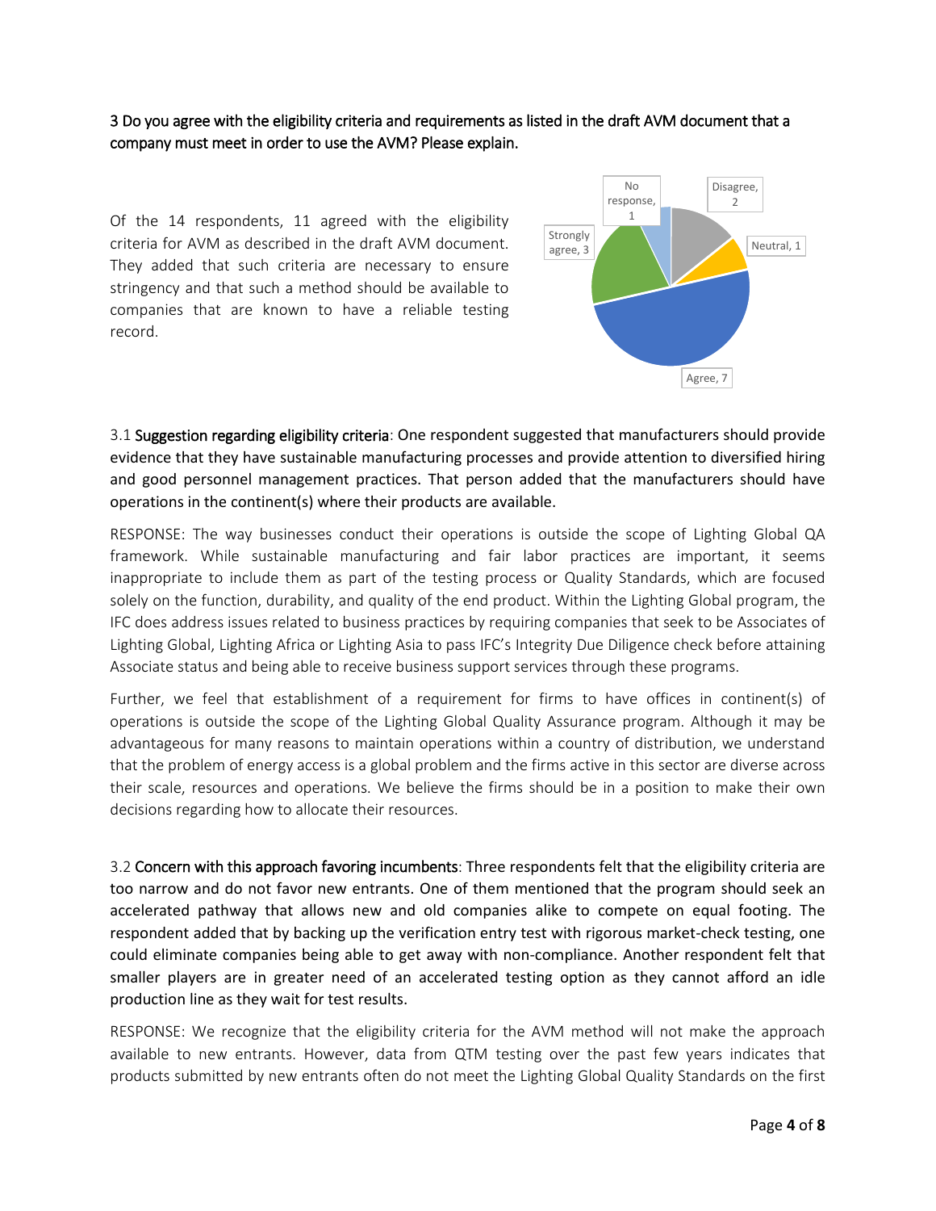3 Do you agree with the eligibility criteria and requirements as listed in the draft AVM document that a company must meet in order to use the AVM? Please explain.

Of the 14 respondents, 11 agreed with the eligibility criteria for AVM as described in the draft AVM document. They added that such criteria are necessary to ensure stringency and that such a method should be available to companies that are known to have a reliable testing record.

No response, 1
Disagree, 2
Neutral, 1
Agree, 7
Strongly agree, 3

3.1 Suggestion regarding eligibility criteria: One respondent suggested that manufacturers should provide evidence that they have sustainable manufacturing processes and provide attention to diversified hiring and good personnel management practices. That person added that the manufacturers should have operations in the continent(s) where their products are available.

RESPONSE: The way businesses conduct their operations is outside the scope of Lighting Global QA framework. While sustainable manufacturing and fair labor practices are important, it seems inappropriate to include them as part of the testing process or Quality Standards, which are focused solely on the function, durability, and quality of the end product. Within the Lighting Global program, the IFC does address issues related to business practices by requiring companies that seek to be Associates of Lighting Global, Lighting Africa or Lighting Asia to pass IFC's Integrity Due Diligence check before attaining Associate status and being able to receive business support services through these programs.

Further, we feel that establishment of a requirement for firms to have offices in continent(s) of operations is outside the scope of the Lighting Global Quality Assurance program. Although it may be advantageous for many reasons to maintain operations within a country of distribution, we understand that the problem of energy access is a global problem and the firms active in this sector are diverse across their scale, resources and operations. We believe the firms should be in a position to make their own decisions regarding how to allocate their resources.

3.2 Concern with this approach favoring incumbents: Three respondents felt that the eligibility criteria are too narrow and do not favor new entrants. One of them mentioned that the program should seek an accelerated pathway that allows new and old companies alike to compete on equal footing. The respondent added that by backing up the verification entry test with rigorous market-check testing, one could eliminate companies being able to get away with non-compliance. Another respondent felt that smaller players are in greater need of an accelerated testing option as they cannot afford an idle production line as they wait for test results.

RESPONSE: We recognize that the eligibility criteria for the AVM method will not make the approach available to new entrants. However, data from QTM testing over the past few years indicates that products submitted by new entrants often do not meet the Lighting Global Quality Standards on the first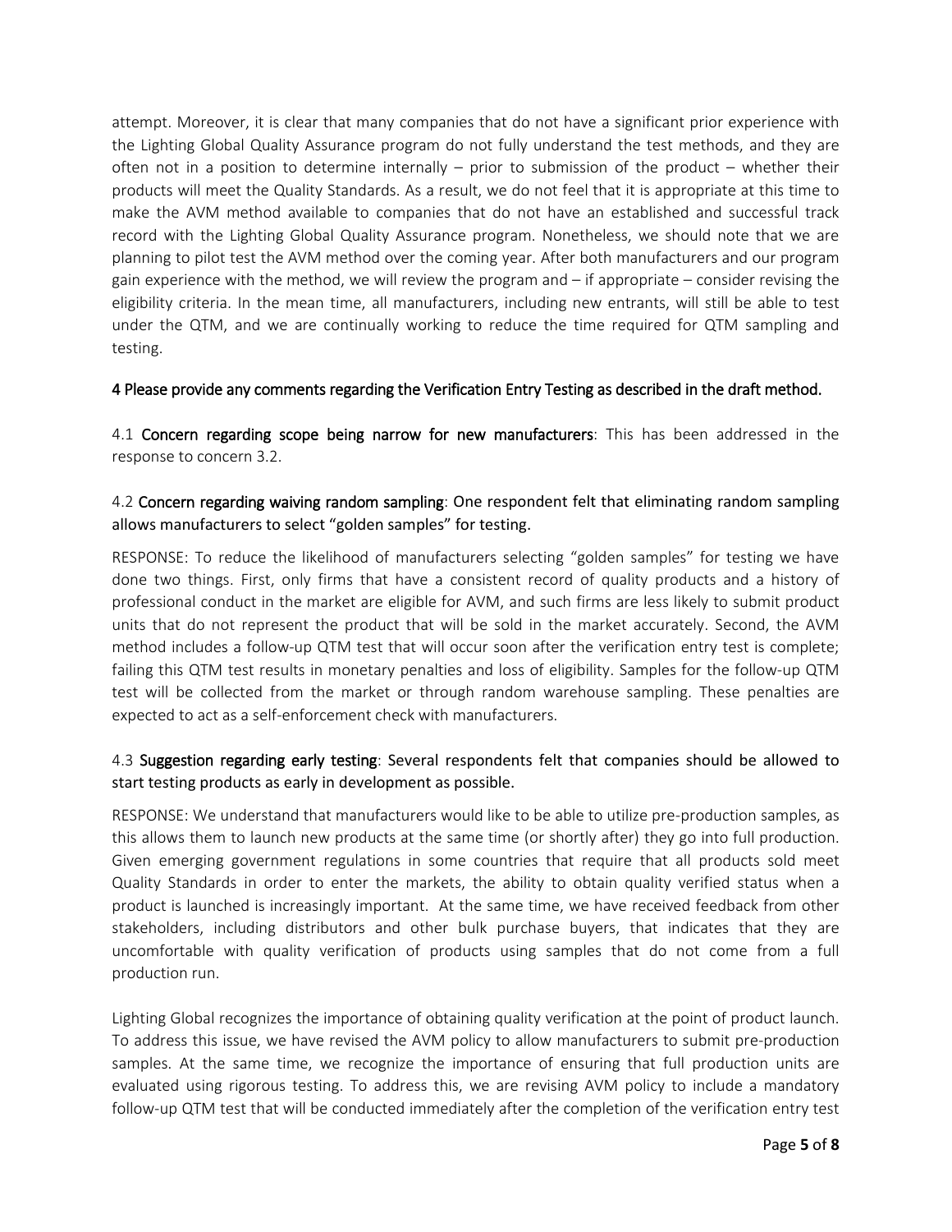attempt. Moreover, it is clear that many companies that do not have a significant prior experience with the Lighting Global Quality Assurance program do not fully understand the test methods, and they are often not in a position to determine internally – prior to submission of the product – whether their products will meet the Quality Standards. As a result, we do not feel that it is appropriate at this time to make the AVM method available to companies that do not have an established and successful track record with the Lighting Global Quality Assurance program. Nonetheless, we should note that we are planning to pilot test the AVM method over the coming year. After both manufacturers and our program gain experience with the method, we will review the program and – if appropriate – consider revising the eligibility criteria. In the mean time, all manufacturers, including new entrants, will still be able to test under the QTM, and we are continually working to reduce the time required for QTM sampling and testing.

### 4 Please provide any comments regarding the Verification Entry Testing as described in the draft method.

4.1 **Concern regarding scope being narrow for new manufacturers**: This has been addressed in the response to concern 3.2.

4.2 **Concern regarding waiving random sampling**: One respondent felt that eliminating random sampling allows manufacturers to select "golden samples" for testing.

RESPONSE: To reduce the likelihood of manufacturers selecting "golden samples" for testing we have done two things. First, only firms that have a consistent record of quality products and a history of professional conduct in the market are eligible for AVM, and such firms are less likely to submit product units that do not represent the product that will be sold in the market accurately. Second, the AVM method includes a follow-up QTM test that will occur soon after the verification entry test is complete; failing this QTM test results in monetary penalties and loss of eligibility. Samples for the follow-up QTM test will be collected from the market or through random warehouse sampling. These penalties are expected to act as a self-enforcement check with manufacturers.

4.3 **Suggestion regarding early testing**: Several respondents felt that companies should be allowed to start testing products as early in development as possible.

RESPONSE: We understand that manufacturers would like to be able to utilize pre-production samples, as this allows them to launch new products at the same time (or shortly after) they go into full production. Given emerging government regulations in some countries that require that all products sold meet Quality Standards in order to enter the markets, the ability to obtain quality verified status when a product is launched is increasingly important. At the same time, we have received feedback from other stakeholders, including distributors and other bulk purchase buyers, that indicates that they are uncomfortable with quality verification of products using samples that do not come from a full production run.

Lighting Global recognizes the importance of obtaining quality verification at the point of product launch. To address this issue, we have revised the AVM policy to allow manufacturers to submit pre-production samples. At the same time, we recognize the importance of ensuring that full production units are evaluated using rigorous testing. To address this, we are revising AVM policy to include a mandatory follow-up QTM test that will be conducted immediately after the completion of the verification entry test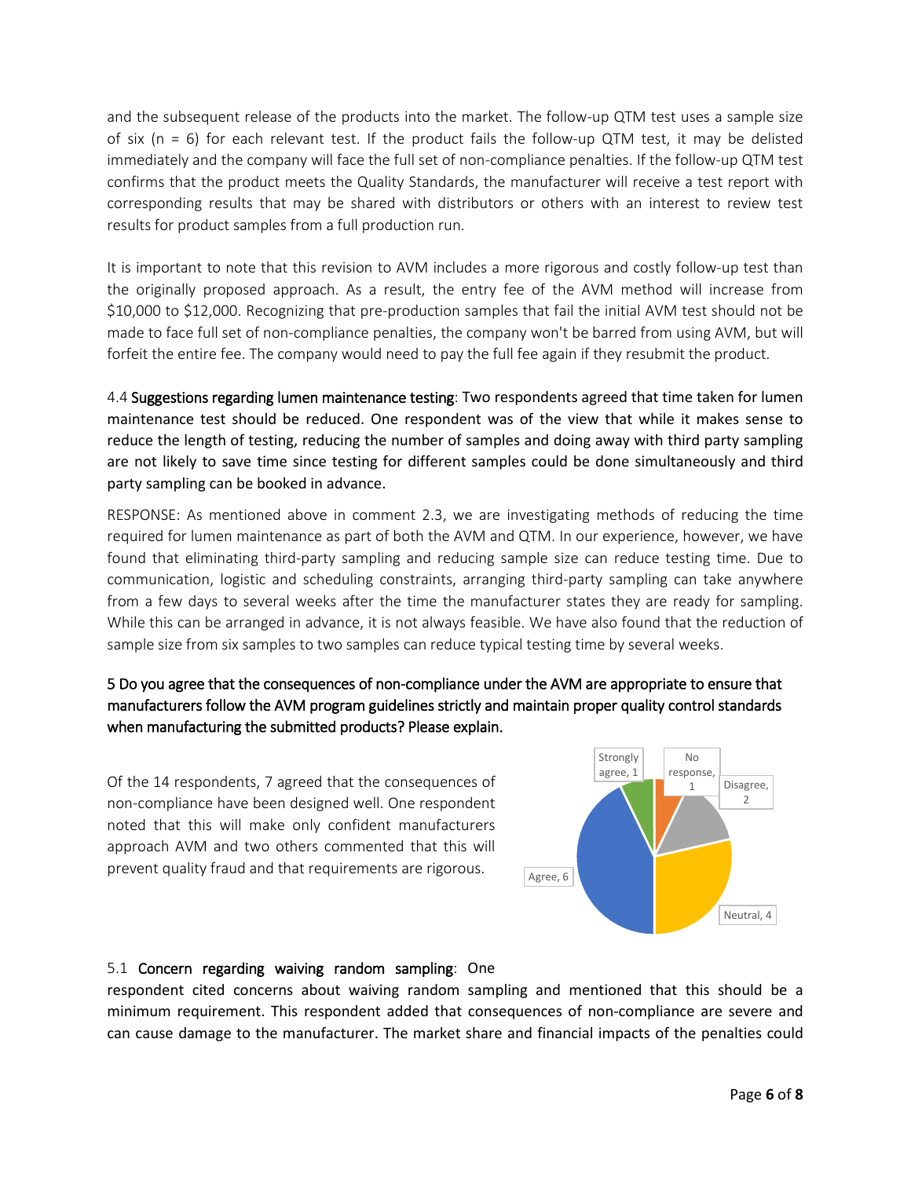and the subsequent release of the products into the market. The follow-up QTM test uses a sample size of six (n = 6) for each relevant test. If the product fails the follow-up QTM test, it may be delisted immediately and the company will face the full set of non-compliance penalties. If the follow-up QTM test confirms that the product meets the Quality Standards, the manufacturer will receive a test report with corresponding results that may be shared with distributors or others with an interest to review test results for product samples from a full production run.

It is important to note that this revision to AVM includes a more rigorous and costly follow-up test than the originally proposed approach. As a result, the entry fee of the AVM method will increase from $10,000 to $12,000. Recognizing that pre-production samples that fail the initial AVM test should not be made to face full set of non-compliance penalties, the company won't be barred from using AVM, but will forfeit the entire fee. The company would need to pay the full fee again if they resubmit the product.

4.4 Suggestions regarding lumen maintenance testing: Two respondents agreed that time taken for lumen maintenance test should be reduced. One respondent was of the view that while it makes sense to reduce the length of testing, reducing the number of samples and doing away with third party sampling are not likely to save time since testing for different samples could be done simultaneously and third party sampling can be booked in advance.

RESPONSE: As mentioned above in comment 2.3, we are investigating methods of reducing the time required for lumen maintenance as part of both the AVM and QTM. In our experience, however, we have found that eliminating third-party sampling and reducing sample size can reduce testing time. Due to communication, logistic and scheduling constraints, arranging third-party sampling can take anywhere from a few days to several weeks after the time the manufacturer states they are ready for sampling. While this can be arranged in advance, it is not always feasible. We have also found that the reduction of sample size from six samples to two samples can reduce typical testing time by several weeks.

## 5 Do you agree that the consequences of non-compliance under the AVM are appropriate to ensure that manufacturers follow the AVM program guidelines strictly and maintain proper quality control standards when manufacturing the submitted products? Please explain.

Of the 14 respondents, 7 agreed that the consequences of non-compliance have been designed well. One respondent noted that this will make only confident manufacturers approach AVM and two others commented that this will prevent quality fraud and that requirements are rigorous.

5.1 Concern regarding waiving random sampling: One respondent cited concerns about waiving random sampling and mentioned that this should be a minimum requirement. This respondent added that consequences of non-compliance are severe and can cause damage to the manufacturer. The market share and financial impacts of the penalties could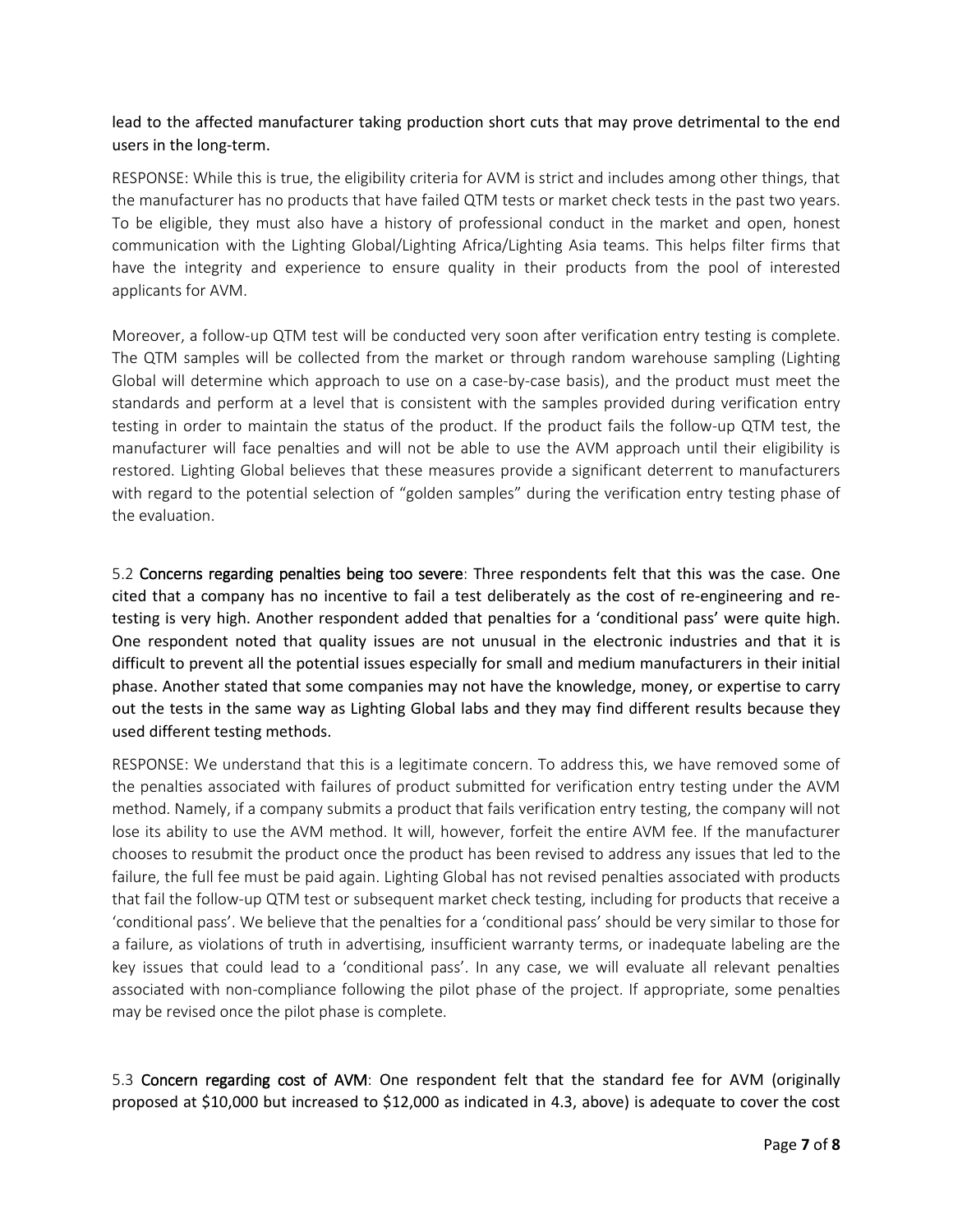lead to the affected manufacturer taking production short cuts that may prove detrimental to the end users in the long-term.

RESPONSE: While this is true, the eligibility criteria for AVM is strict and includes among other things, that the manufacturer has no products that have failed QTM tests or market check tests in the past two years. To be eligible, they must also have a history of professional conduct in the market and open, honest communication with the Lighting Global/Lighting Africa/Lighting Asia teams. This helps filter firms that have the integrity and experience to ensure quality in their products from the pool of interested applicants for AVM.

Moreover, a follow-up QTM test will be conducted very soon after verification entry testing is complete. The QTM samples will be collected from the market or through random warehouse sampling (Lighting Global will determine which approach to use on a case-by-case basis), and the product must meet the standards and perform at a level that is consistent with the samples provided during verification entry testing in order to maintain the status of the product. If the product fails the follow-up QTM test, the manufacturer will face penalties and will not be able to use the AVM approach until their eligibility is restored. Lighting Global believes that these measures provide a significant deterrent to manufacturers with regard to the potential selection of "golden samples" during the verification entry testing phase of the evaluation.

5.2 Concerns regarding penalties being too severe: Three respondents felt that this was the case. One cited that a company has no incentive to fail a test deliberately as the cost of re-engineering and re-testing is very high. Another respondent added that penalties for a 'conditional pass' were quite high. One respondent noted that quality issues are not unusual in the electronic industries and that it is difficult to prevent all the potential issues especially for small and medium manufacturers in their initial phase. Another stated that some companies may not have the knowledge, money, or expertise to carry out the tests in the same way as Lighting Global labs and they may find different results because they used different testing methods.

RESPONSE: We understand that this is a legitimate concern. To address this, we have removed some of the penalties associated with failures of product submitted for verification entry testing under the AVM method. Namely, if a company submits a product that fails verification entry testing, the company will not lose its ability to use the AVM method. It will, however, forfeit the entire AVM fee. If the manufacturer chooses to resubmit the product once the product has been revised to address any issues that led to the failure, the full fee must be paid again. Lighting Global has not revised penalties associated with products that fail the follow-up QTM test or subsequent market check testing, including for products that receive a 'conditional pass'. We believe that the penalties for a 'conditional pass' should be very similar to those for a failure, as violations of truth in advertising, insufficient warranty terms, or inadequate labeling are the key issues that could lead to a 'conditional pass'. In any case, we will evaluate all relevant penalties associated with non-compliance following the pilot phase of the project. If appropriate, some penalties may be revised once the pilot phase is complete.

5.3 Concern regarding cost of AVM: One respondent felt that the standard fee for AVM (originally proposed at $10,000 but increased to $12,000 as indicated in 4.3, above) is adequate to cover the cost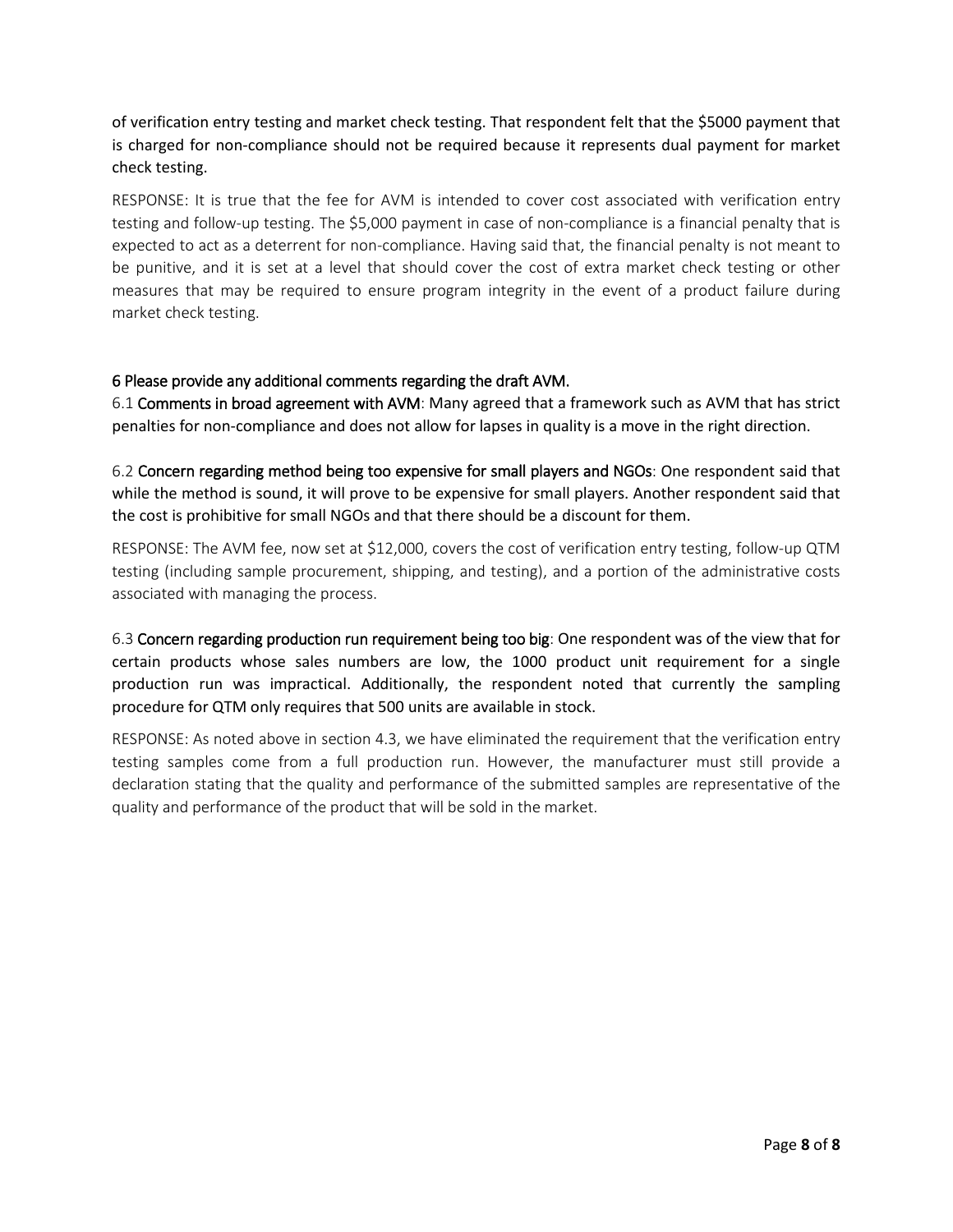of verification entry testing and market check testing. That respondent felt that the $5000 payment that is charged for non-compliance should not be required because it represents dual payment for market check testing.

RESPONSE: It is true that the fee for AVM is intended to cover cost associated with verification entry testing and follow-up testing. The $5,000 payment in case of non-compliance is a financial penalty that is expected to act as a deterrent for non-compliance. Having said that, the financial penalty is not meant to be punitive, and it is set at a level that should cover the cost of extra market check testing or other measures that may be required to ensure program integrity in the event of a product failure during market check testing.

## 6 Please provide any additional comments regarding the draft AVM.

6.1 **Comments in broad agreement with AVM**: Many agreed that a framework such as AVM that has strict penalties for non-compliance and does not allow for lapses in quality is a move in the right direction.

6.2 **Concern regarding method being too expensive for small players and NGOs**: One respondent said that while the method is sound, it will prove to be expensive for small players. Another respondent said that the cost is prohibitive for small NGOs and that there should be a discount for them.

RESPONSE: The AVM fee, now set at $12,000, covers the cost of verification entry testing, follow-up QTM testing (including sample procurement, shipping, and testing), and a portion of the administrative costs associated with managing the process.

6.3 **Concern regarding production run requirement being too big**: One respondent was of the view that for certain products whose sales numbers are low, the 1000 product unit requirement for a single production run was impractical. Additionally, the respondent noted that currently the sampling procedure for QTM only requires that 500 units are available in stock.

RESPONSE: As noted above in section 4.3, we have eliminated the requirement that the verification entry testing samples come from a full production run. However, the manufacturer must still provide a declaration stating that the quality and performance of the submitted samples are representative of the quality and performance of the product that will be sold in the market.